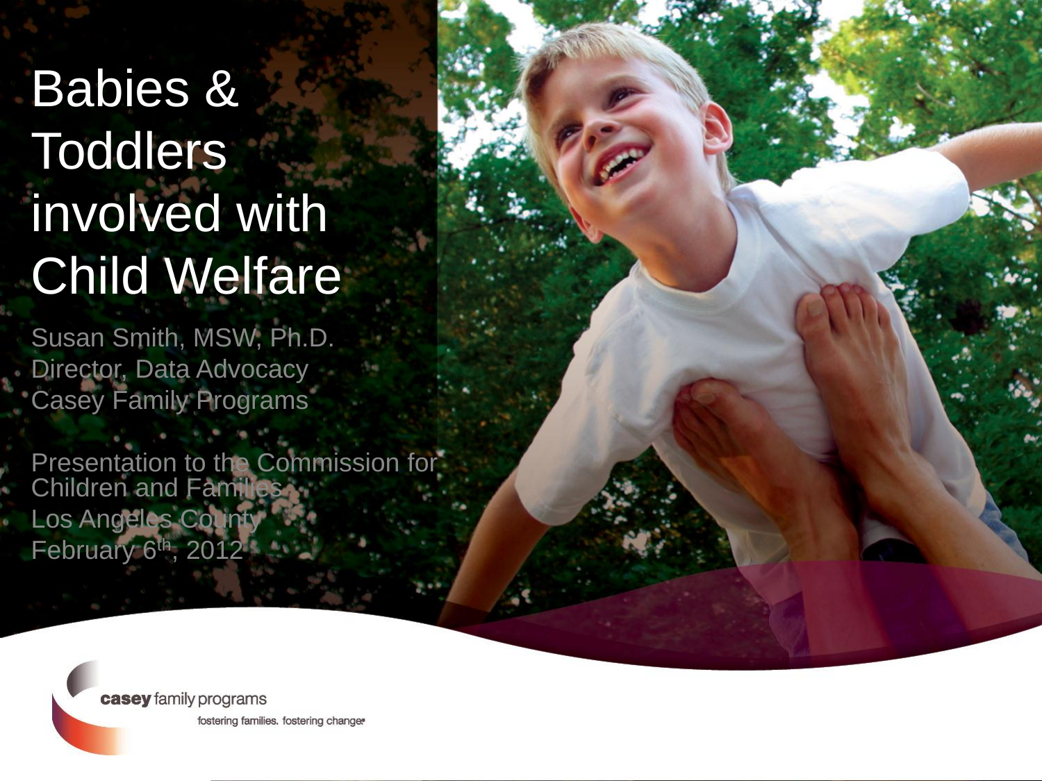# Babies & Toddlers involved with Child Welfare

Susan Smith, MSW, Ph.D.
Director, Data Advocacy
Casey Family Programs

Presentation to the Commission for Children and Families
Los Angeles County
February 6th, 2012

**casey** family programs

fostering families. fostering change.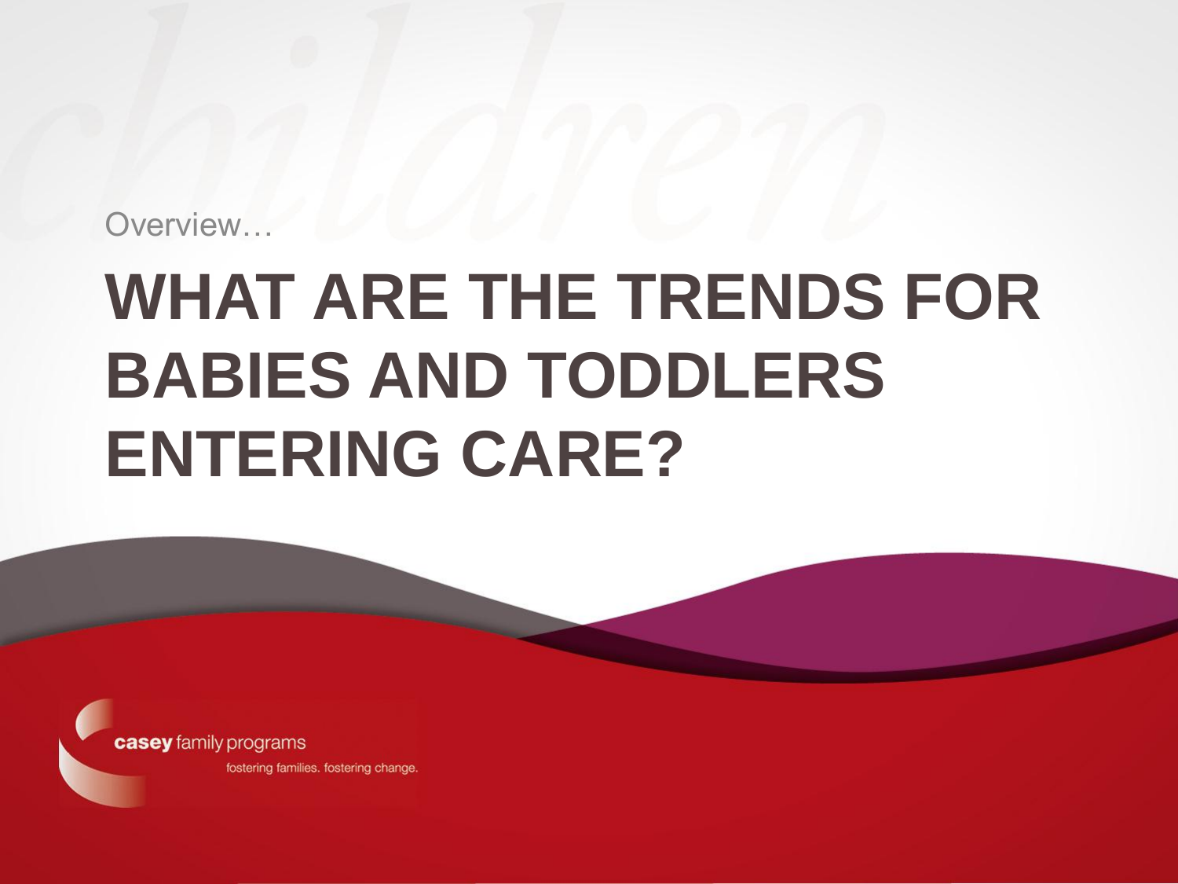Overview…

# WHAT ARE THE TRENDS FOR BABIES AND TODDLERS ENTERING CARE?

casey family programs

fostering families. fostering change.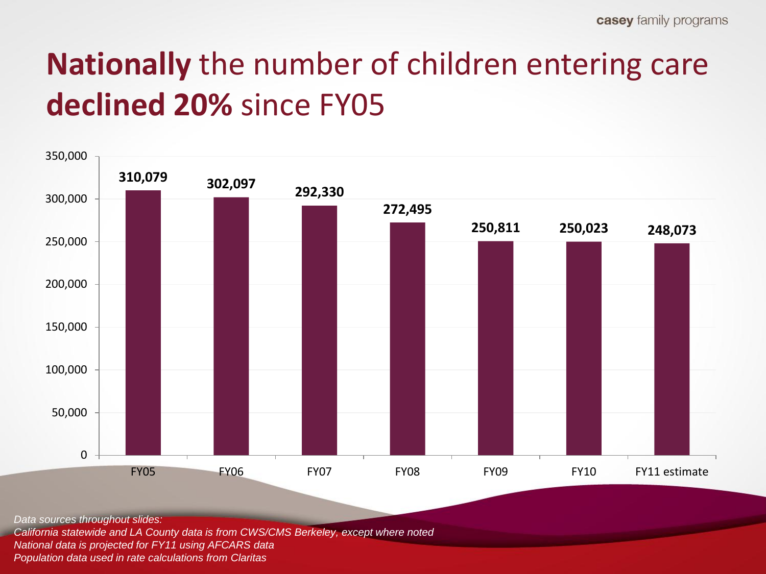# **Nationally** the number of children entering care **declined 20%** since FY05

350,000
300,000
250,000
200,000
150,000
100,000
50,000
0

310,079
302,097
292,330
272,495
250,811
250,023
248,073

FY05
FY06
FY07
FY08
FY09
FY10
FY11 estimate

*Data sources throughout slides:*
*California statewide and LA County data is from CWS/CMS Berkeley, except where noted*
*National data is projected for FY11 using AFCARS data*
*Population data used in rate calculations from Claritas*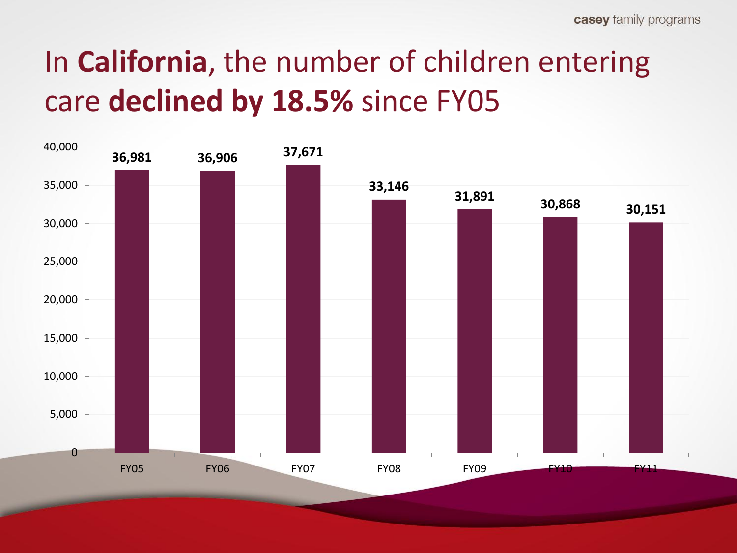# In **California**, the number of children entering care **declined by 18.5%** since FY05

40,000
35,000
30,000
25,000
20,000
15,000
10,000
5,000
0

36,981
36,906
37,671
33,146
31,891
30,868
30,151

FY05
FY06
FY07
FY08
FY09
FY10
FY11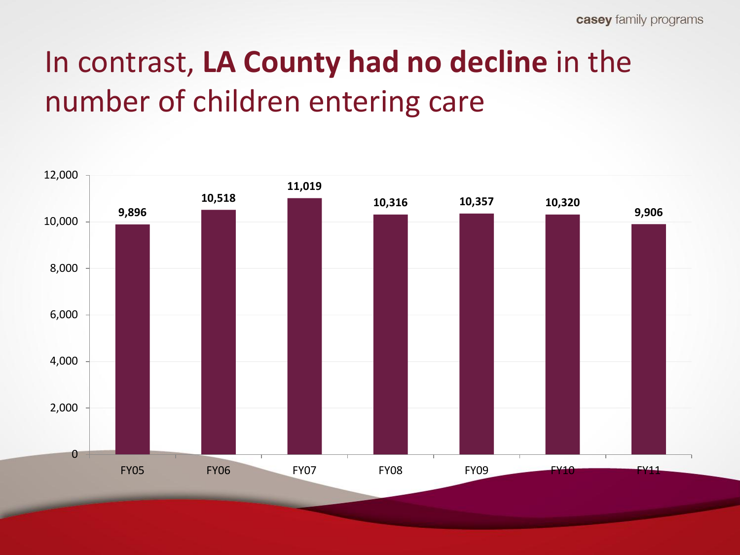# In contrast, **LA County had no decline** in the number of children entering care

| Fiscal Year | Children Entering Care |
|---|---|
| FY05 | 9,896 |
| FY06 | 10,518 |
| FY07 | 11,019 |
| FY08 | 10,316 |
| FY09 | 10,357 |
| FY10 | 10,320 |
| FY11 | 9,906 |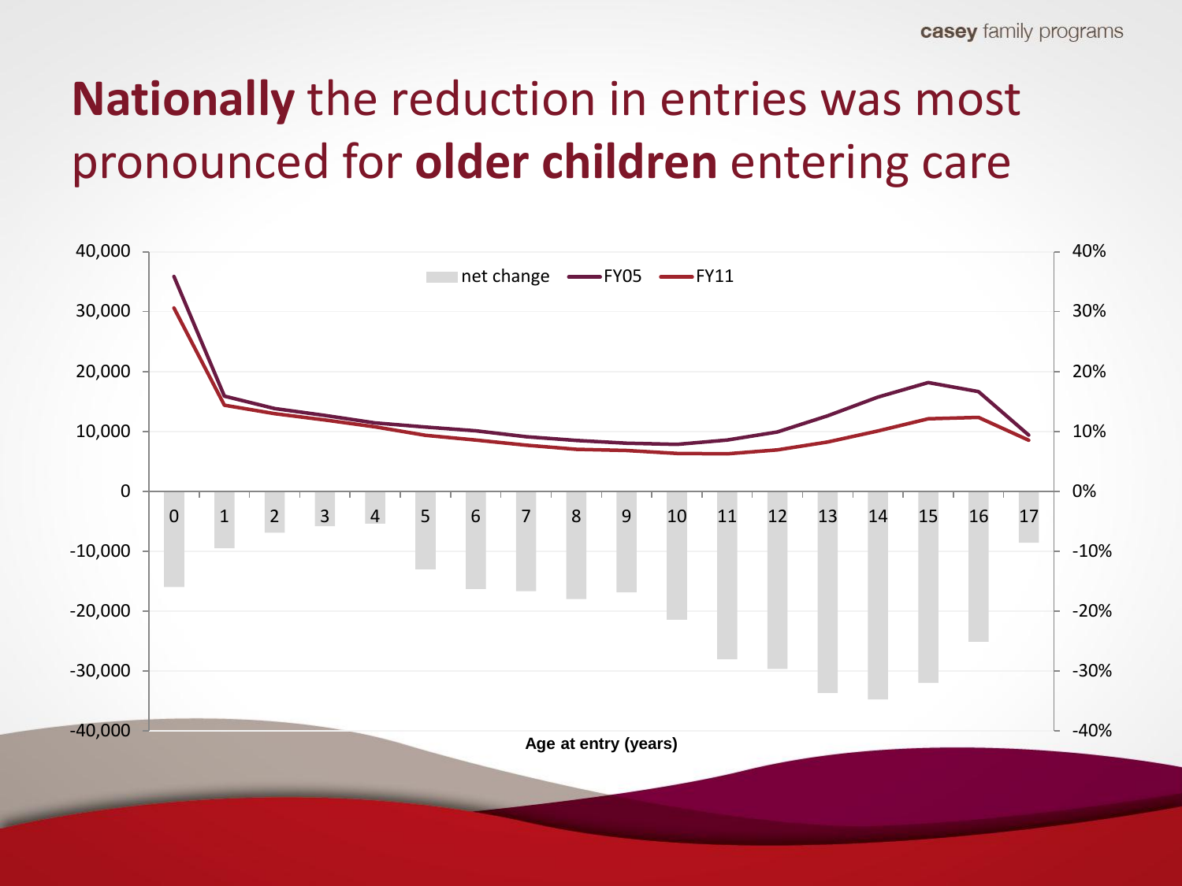# **Nationally** the reduction in entries was most pronounced for **older children** entering care

net change — FY05 — FY11

Age at entry (years)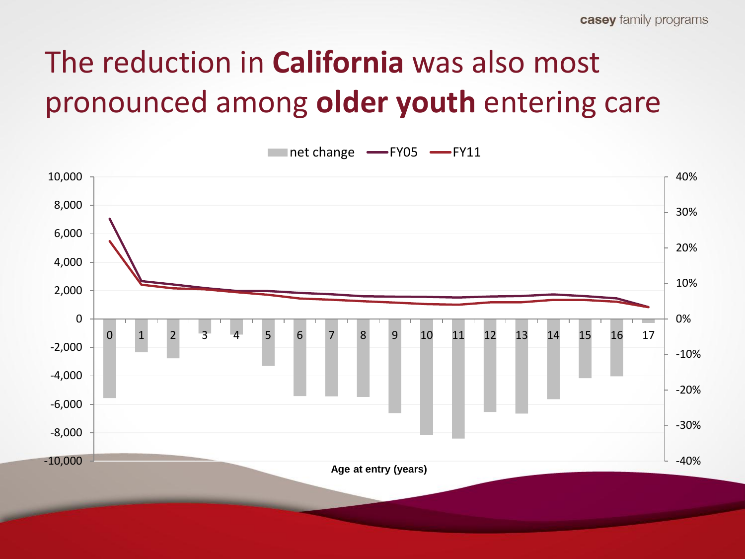# The reduction in **California** was also most pronounced among **older youth** entering care

net change — FY05 — FY11

10,000 | 8,000 | 6,000 | 4,000 | 2,000 | 0 | -2,000 | -4,000 | -6,000 | -8,000 | -10,000

40% | 30% | 20% | 10% | 0% | -10% | -20% | -30% | -40%

0 1 2 3 4 5 6 7 8 9 10 11 12 13 14 15 16 17

**Age at entry (years)**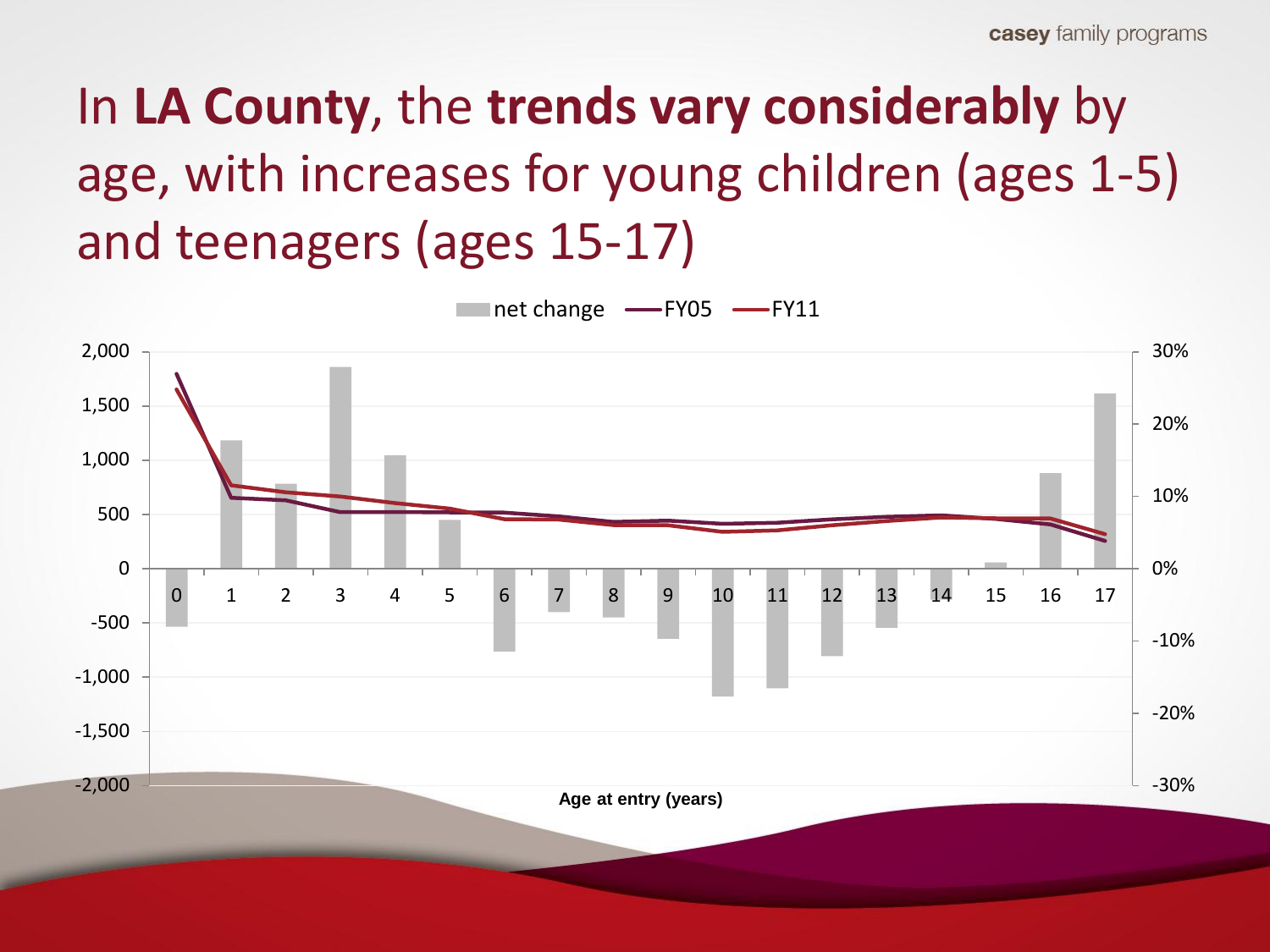# In **LA County**, the **trends vary considerably** by age, with increases for young children (ages 1-5) and teenagers (ages 15-17)

net change
FY05
FY11

2,000
1,500
1,000
500
0
-500
-1,000
-1,500
-2,000

30%
20%
10%
0%
-10%
-20%
-30%

0 1 2 3 4 5 6 7 8 9 10 11 12 13 14 15 16 17

Age at entry (years)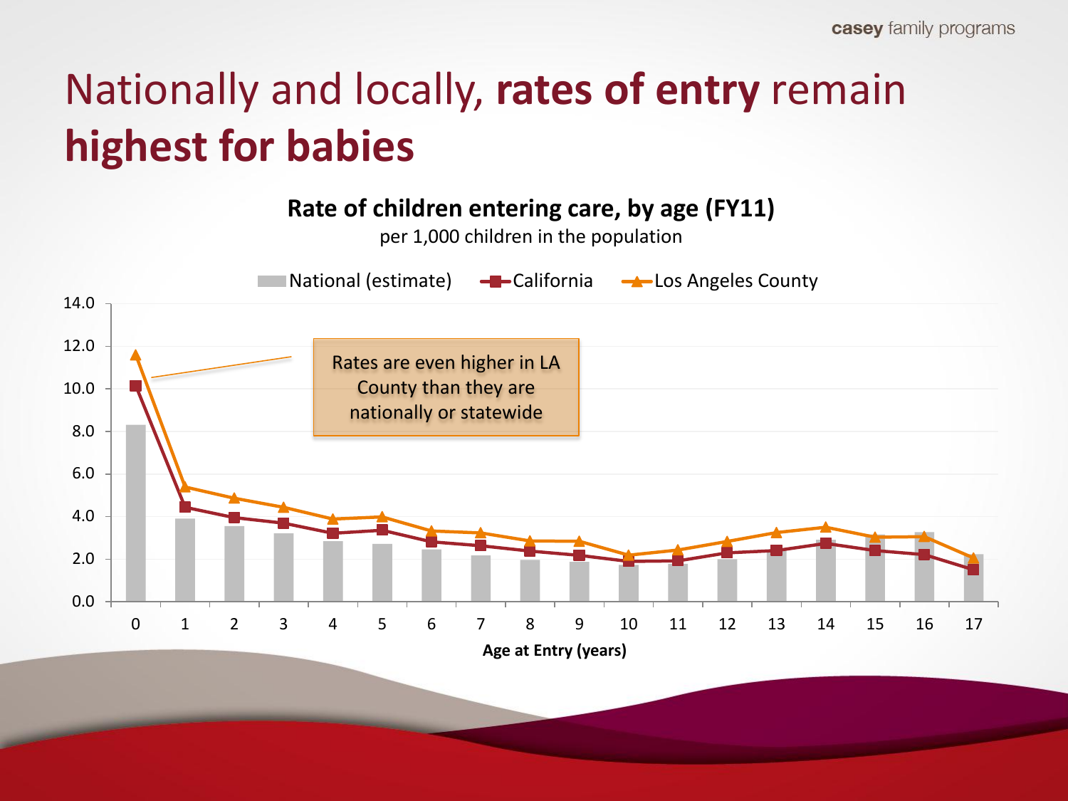# Nationally and locally, **rates of entry** remain **highest for babies**

**Rate of children entering care, by age (FY11)**

per 1,000 children in the population

National (estimate) | California | Los Angeles County

14.0
12.0
10.0
8.0
6.0
4.0
2.0
0.0

0 1 2 3 4 5 6 7 8 9 10 11 12 13 14 15 16 17

**Age at Entry (years)**

Rates are even higher in LA County than they are nationally or statewide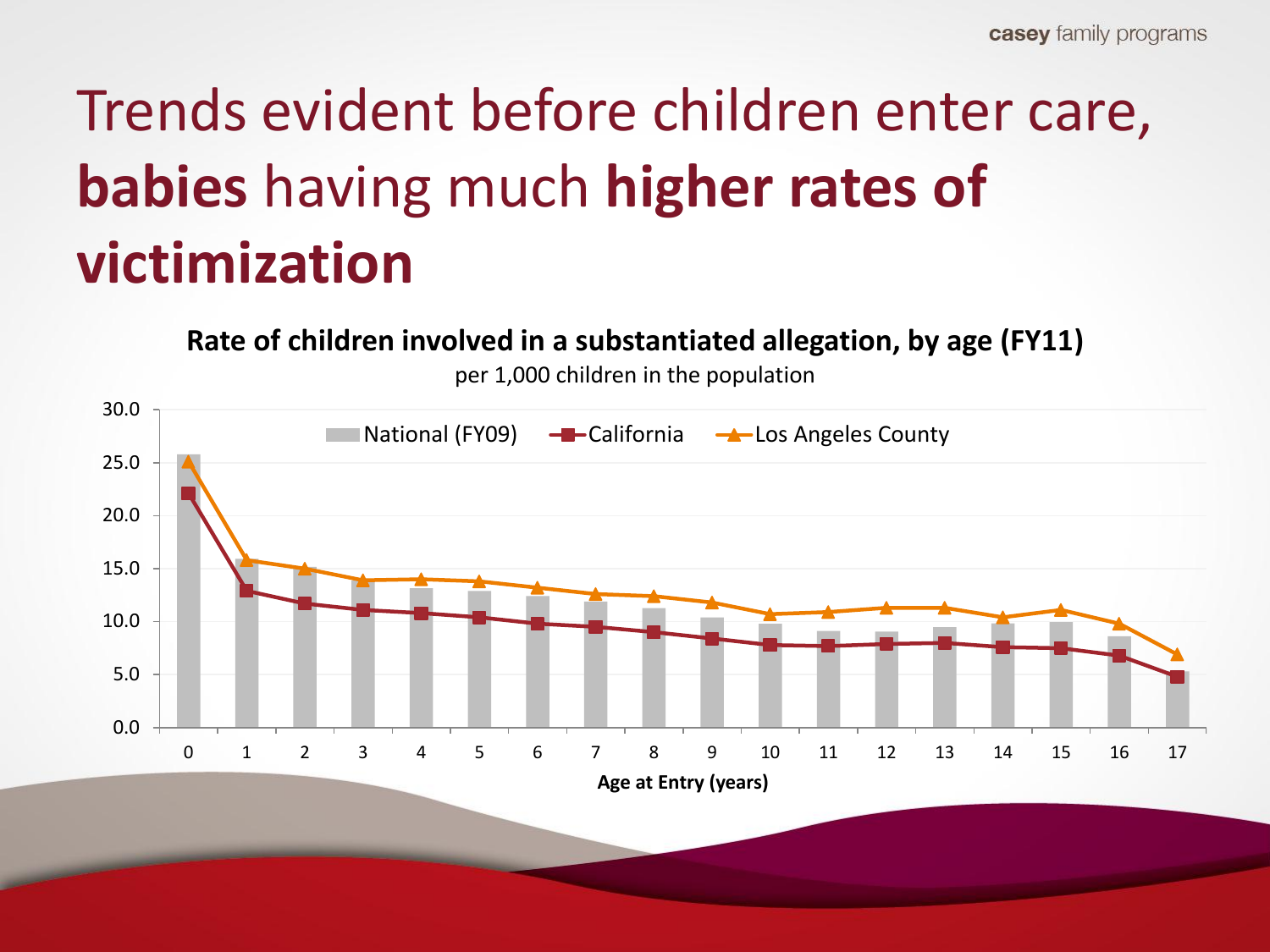# Trends evident before children enter care, **babies** having much **higher rates of victimization**

**Rate of children involved in a substantiated allegation, by age (FY11)**

per 1,000 children in the population

National (FY09)
California
Los Angeles County

30.0
25.0
20.0
15.0
10.0
5.0
0.0

0 1 2 3 4 5 6 7 8 9 10 11 12 13 14 15 16 17

**Age at Entry (years)**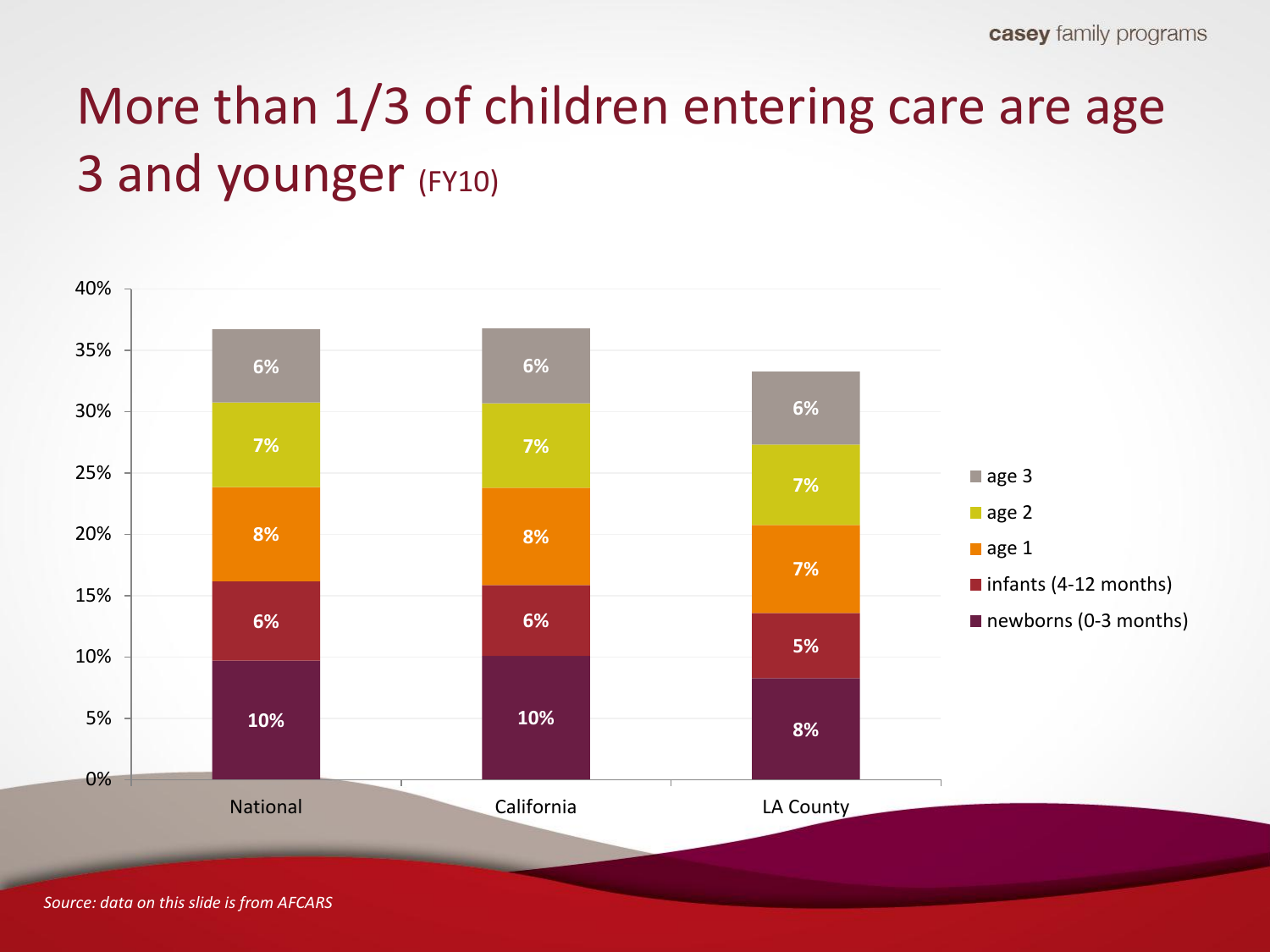# More than 1/3 of children entering care are age 3 and younger (FY10)

| | National | California | LA County |
|---|---|---|---|
| age 3 | 6% | 6% | 6% |
| age 2 | 7% | 7% | 7% |
| age 1 | 8% | 8% | 7% |
| infants (4-12 months) | 6% | 6% | 5% |
| newborns (0-3 months) | 10% | 10% | 8% |

*Source: data on this slide is from AFCARS*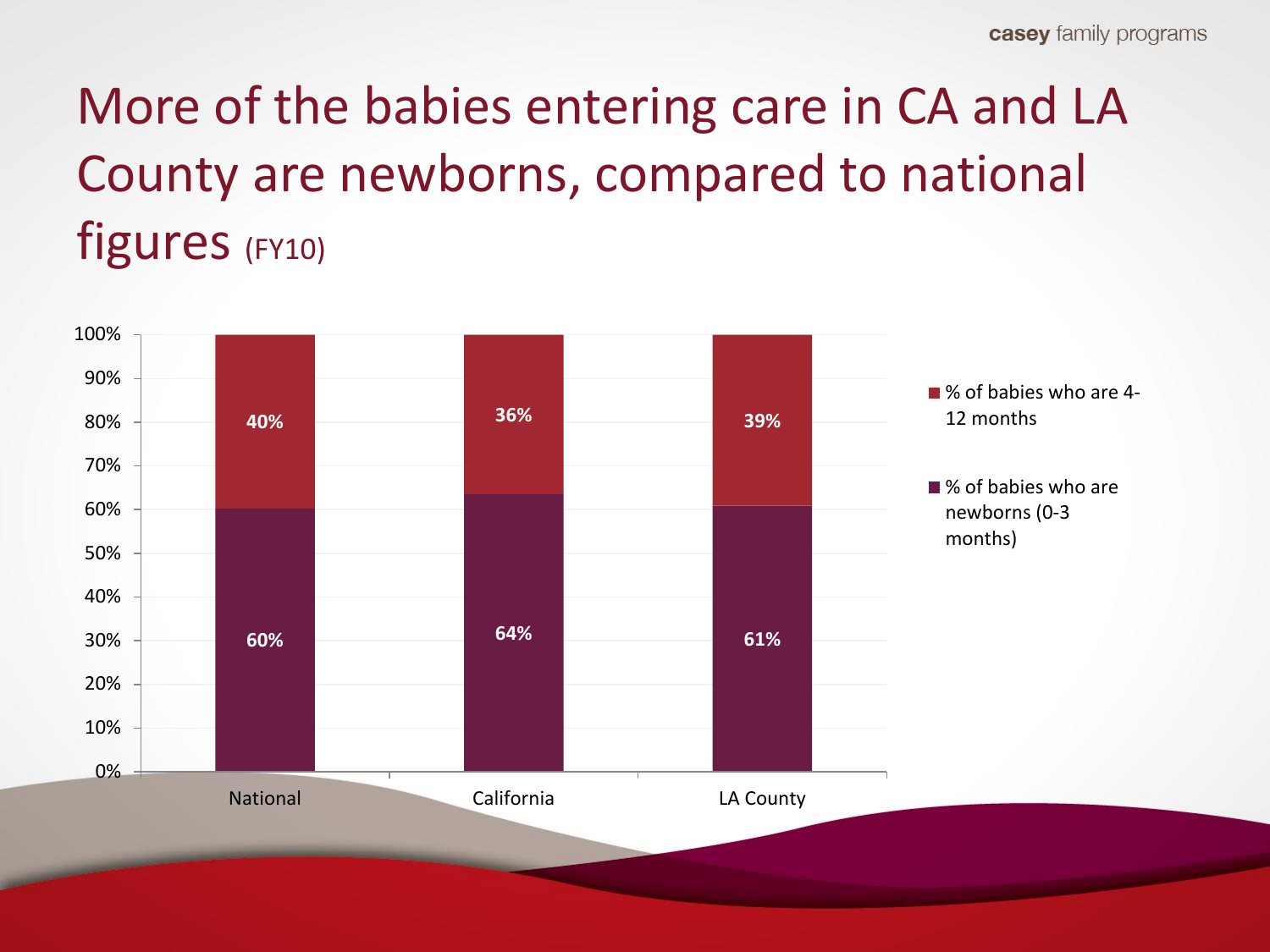# More of the babies entering care in CA and LA County are newborns, compared to national figures (FY10)

100%
90%
80%
70%
60%
50%
40%
30%
20%
10%
0%

National: 40%, 60%
California: 36%, 64%
LA County: 39%, 61%

% of babies who are 4-12 months

% of babies who are newborns (0-3 months)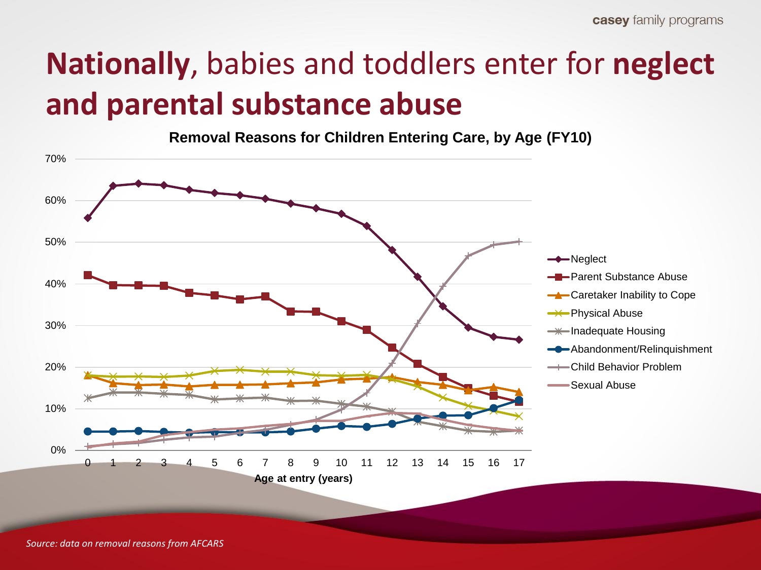# **Nationally**, babies and toddlers enter for **neglect and parental substance abuse**

**Removal Reasons for Children Entering Care, by Age (FY10)**

70%
60%
50%
40%
30%
20%
10%
0%

0 1 2 3 4 5 6 7 8 9 10 11 12 13 14 15 16 17

**Age at entry (years)**

Neglect
Parent Substance Abuse
Caretaker Inability to Cope
Physical Abuse
Inadequate Housing
Abandonment/Relinquishment
Child Behavior Problem
Sexual Abuse

*Source: data on removal reasons from AFCARS*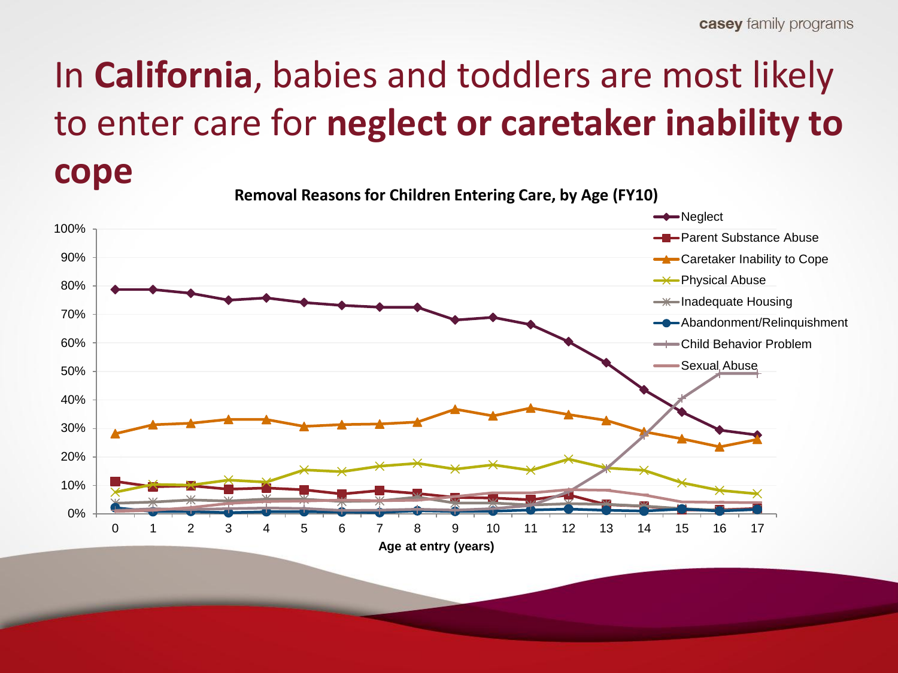# In **California**, babies and toddlers are most likely to enter care for **neglect or caretaker inability to cope**

**Removal Reasons for Children Entering Care, by Age (FY10)**

Neglect
Parent Substance Abuse
Caretaker Inability to Cope
Physical Abuse
Inadequate Housing
Abandonment/Relinquishment
Child Behavior Problem
Sexual Abuse

100%
90%
80%
70%
60%
50%
40%
30%
20%
10%
0%

0 1 2 3 4 5 6 7 8 9 10 11 12 13 14 15 16 17

Age at entry (years)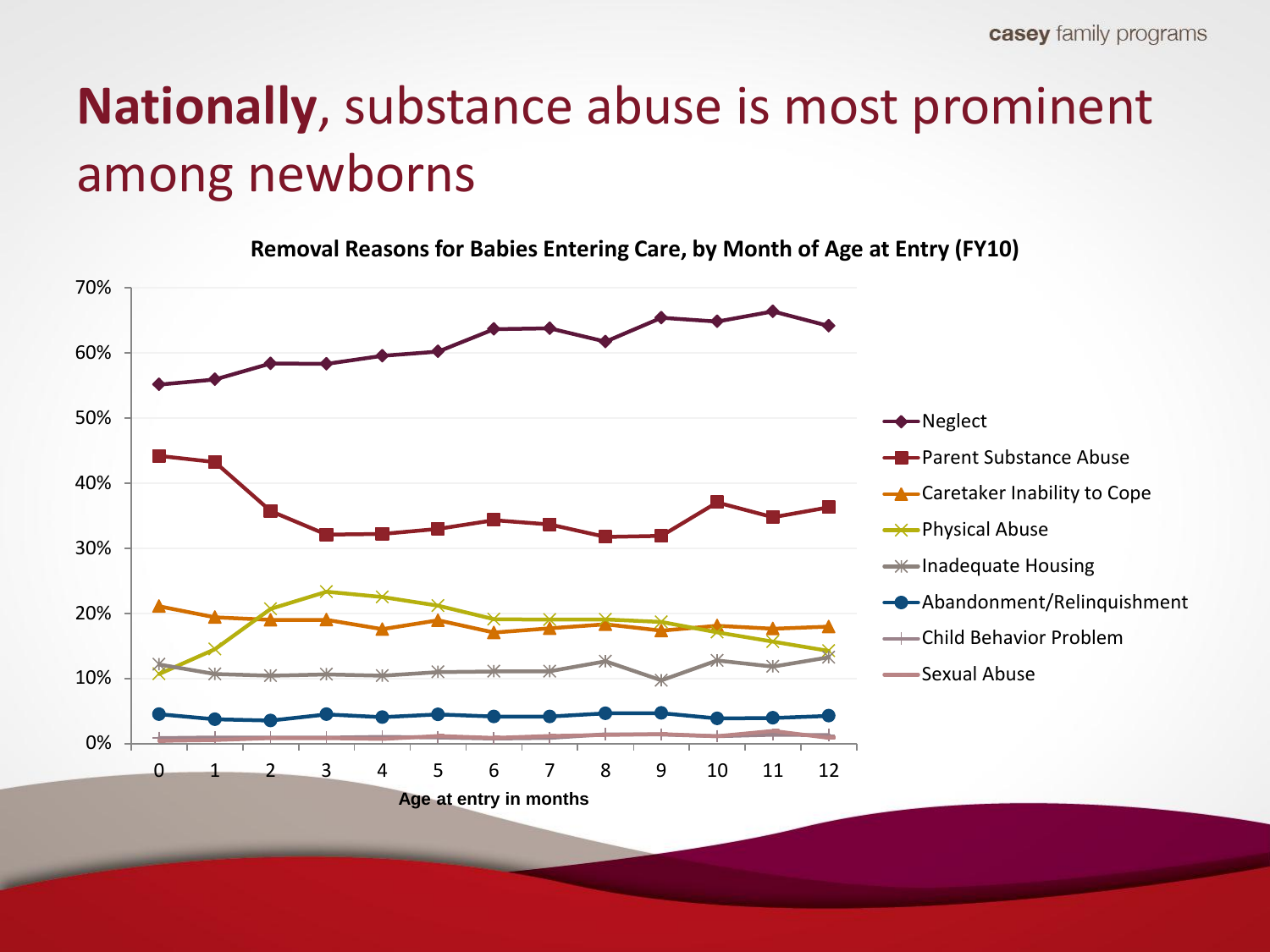# **Nationally**, substance abuse is most prominent among newborns

**Removal Reasons for Babies Entering Care, by Month of Age at Entry (FY10)**

70%
60%
50%
40%
30%
20%
10%
0%

0 1 2 3 4 5 6 7 8 9 10 11 12

Age at entry in months

Neglect
Parent Substance Abuse
Caretaker Inability to Cope
Physical Abuse
Inadequate Housing
Abandonment/Relinquishment
Child Behavior Problem
Sexual Abuse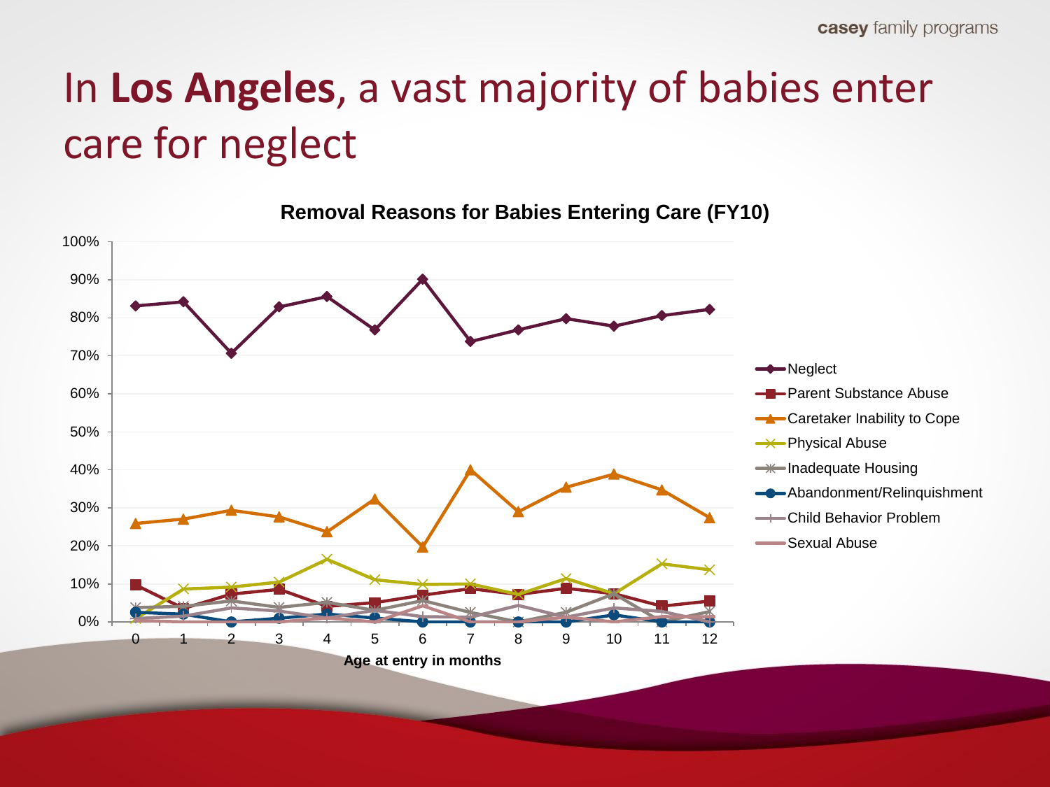# In **Los Angeles**, a vast majority of babies enter care for neglect

**Removal Reasons for Babies Entering Care (FY10)**

100%
90%
80%
70%
60%
50%
40%
30%
20%
10%
0%

0 1 2 3 4 5 6 7 8 9 10 11 12

**Age at entry in months**

Neglect
Parent Substance Abuse
Caretaker Inability to Cope
Physical Abuse
Inadequate Housing
Abandonment/Relinquishment
Child Behavior Problem
Sexual Abuse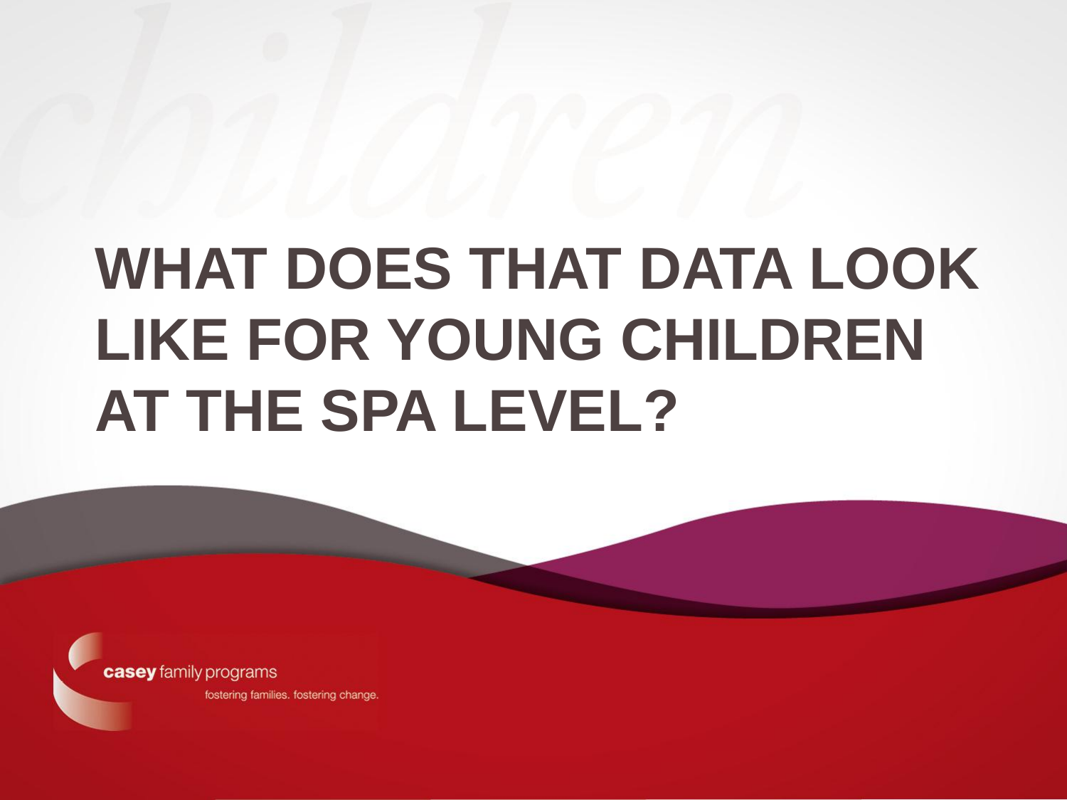# WHAT DOES THAT DATA LOOK LIKE FOR YOUNG CHILDREN AT THE SPA LEVEL?

**casey** family programs

fostering families. fostering change.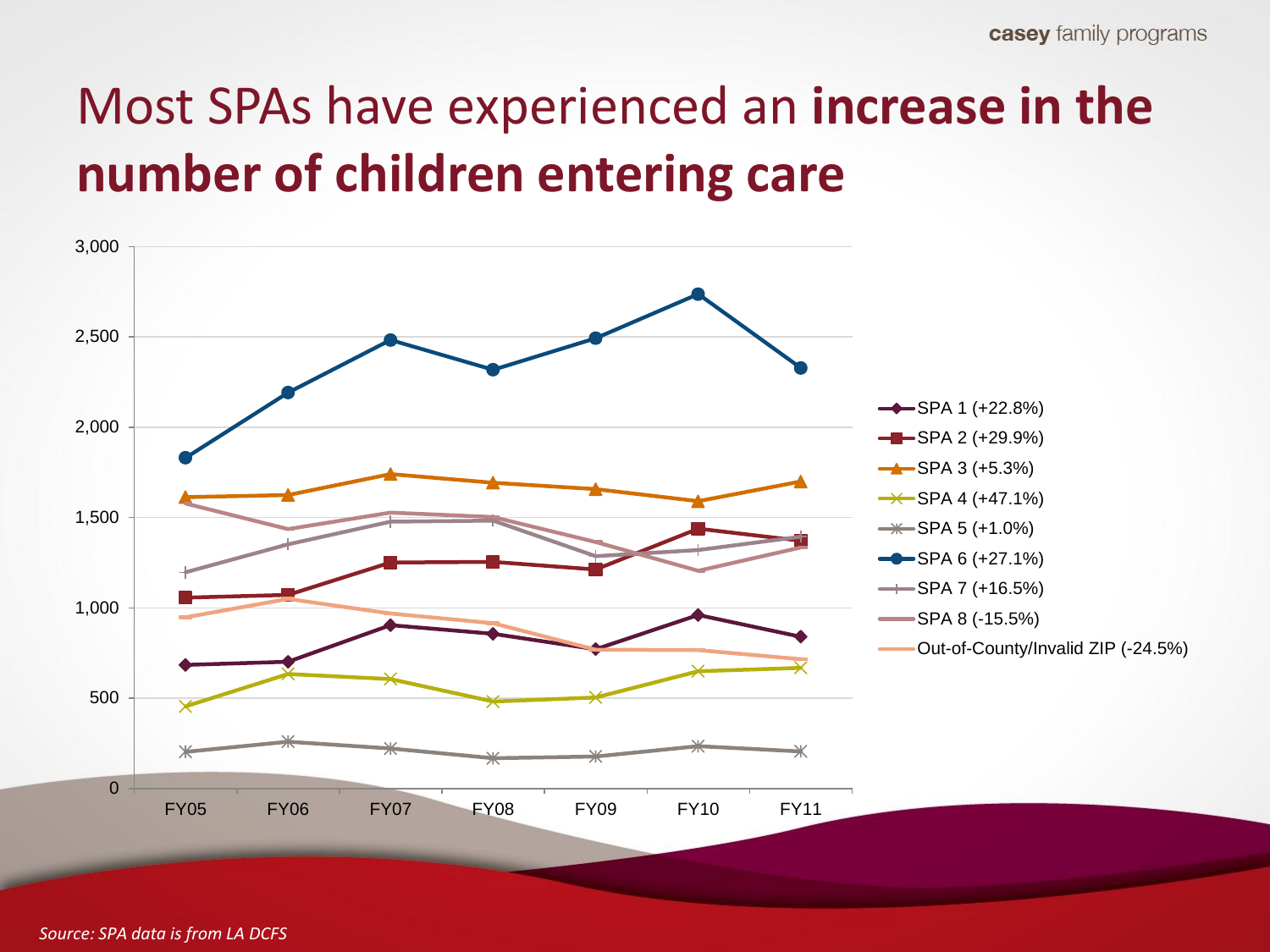# Most SPAs have experienced an **increase in the number of children entering care**

3,000
2,500
2,000
1,500
1,000
500
0

FY05 FY06 FY07 FY08 FY09 FY10 FY11

SPA 1 (+22.8%)
SPA 2 (+29.9%)
SPA 3 (+5.3%)
SPA 4 (+47.1%)
SPA 5 (+1.0%)
SPA 6 (+27.1%)
SPA 7 (+16.5%)
SPA 8 (-15.5%)
Out-of-County/Invalid ZIP (-24.5%)

*Source: SPA data is from LA DCFS*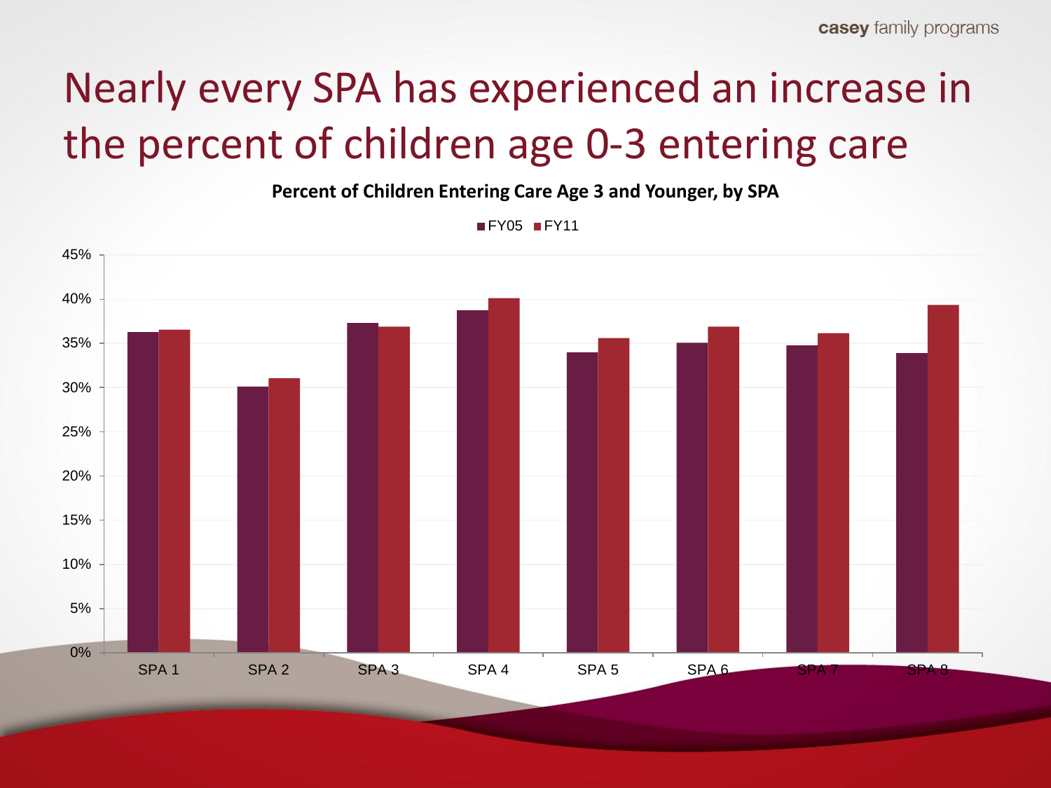# Nearly every SPA has experienced an increase in the percent of children age 0-3 entering care

**Percent of Children Entering Care Age 3 and Younger, by SPA**

FY05 FY11

45%
40%
35%
30%
25%
20%
15%
10%
5%
0%

SPA 1 SPA 2 SPA 3 SPA 4 SPA 5 SPA 6 SPA 7 SPA 8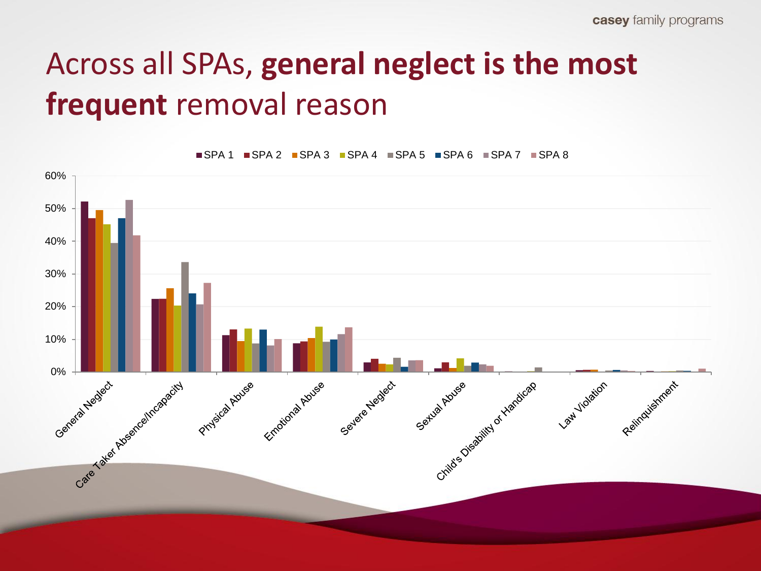# Across all SPAs, **general neglect is the most frequent** removal reason

SPA 1 SPA 2 SPA 3 SPA 4 SPA 5 SPA 6 SPA 7 SPA 8

60%
50%
40%
30%
20%
10%
0%

General Neglect, Care Taker Absence/Incapacity, Physical Abuse, Emotional Abuse, Severe Neglect, Sexual Abuse, Child's Disability or Handicap, Law Violation, Relinquishment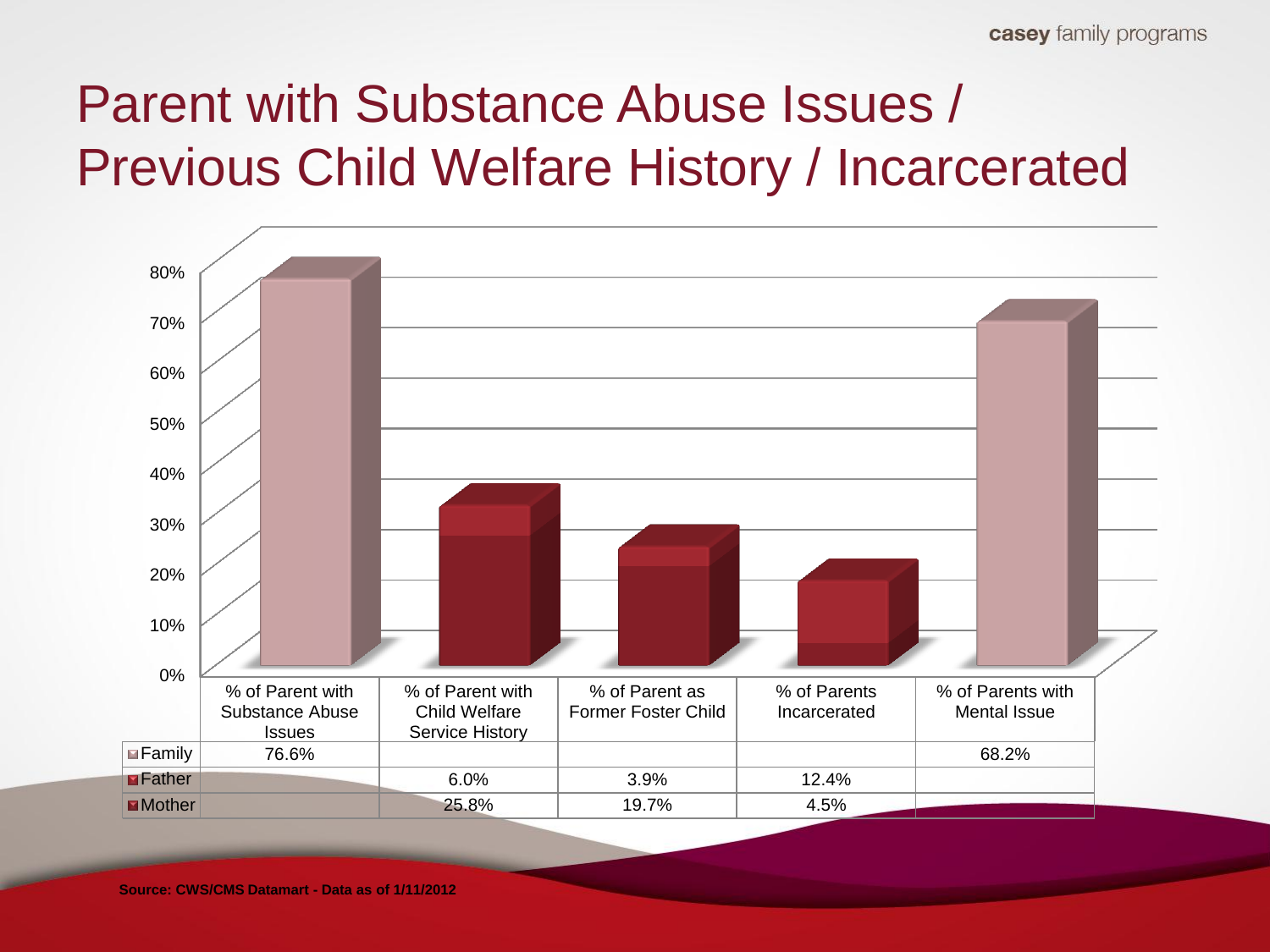# Parent with Substance Abuse Issues / Previous Child Welfare History / Incarcerated

80%
70%
60%
50%
40%
30%
20%
10%
0%

| | % of Parent with Substance Abuse Issues | % of Parent with Child Welfare Service History | % of Parent as Former Foster Child | % of Parents Incarcerated | % of Parents with Mental Issue |
|---|---|---|---|---|---|
| Family | 76.6% | | | | 68.2% |
| Father | | 6.0% | 3.9% | 12.4% | |
| Mother | | 25.8% | 19.7% | 4.5% | |

**Source: CWS/CMS Datamart - Data as of 1/11/2012**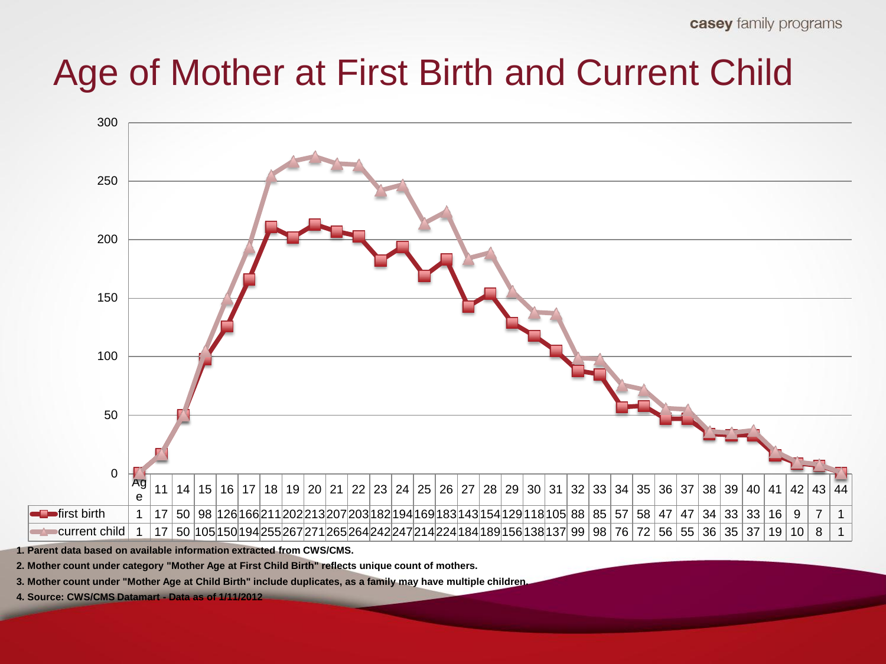# Age of Mother at First Birth and Current Child

300
250
200
150
100
50
0

| | Age | 11 | 14 | 15 | 16 | 17 | 18 | 19 | 20 | 21 | 22 | 23 | 24 | 25 | 26 | 27 | 28 | 29 | 30 | 31 | 32 | 33 | 34 | 35 | 36 | 37 | 38 | 39 | 40 | 41 | 42 | 43 | 44 |
|---|---|---|---|---|---|---|---|---|---|---|---|---|---|---|---|---|---|---|---|---|---|---|---|---|---|---|---|---|---|---|---|---|---|
| first birth | 1 | 17 | 50 | 98 | 126 | 166 | 211 | 202 | 213 | 207 | 203 | 182 | 194 | 169 | 183 | 143 | 154 | 129 | 118 | 105 | 88 | 85 | 57 | 58 | 47 | 47 | 34 | 33 | 33 | 16 | 9 | 7 | 1 |
| current child | 1 | 17 | 50 | 105 | 150 | 194 | 255 | 267 | 271 | 265 | 264 | 242 | 247 | 214 | 224 | 184 | 189 | 156 | 138 | 137 | 99 | 98 | 76 | 72 | 56 | 55 | 36 | 35 | 37 | 19 | 10 | 8 | 1 |

**1. Parent data based on available information extracted from CWS/CMS.**

**2. Mother count under category "Mother Age at First Child Birth" reflects unique count of mothers.**

**3. Mother count under "Mother Age at Child Birth" include duplicates, as a family may have multiple children.**

**4. Source: CWS/CMS Datamart - Data as of 1/11/2012**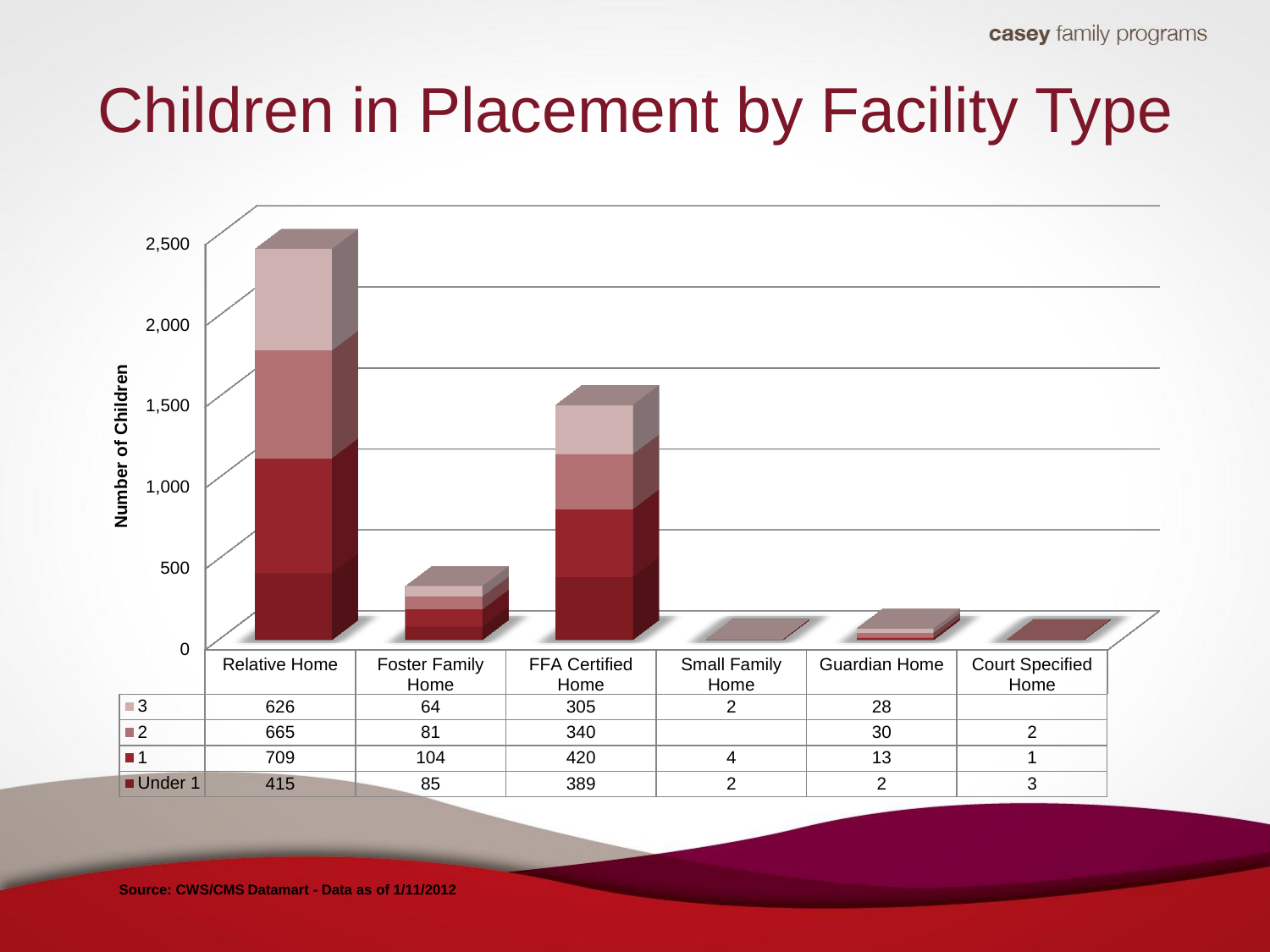# Children in Placement by Facility Type

Number of Children

2,500
2,000
1,500
1,000
500
0

| | Relative Home | Foster Family Home | FFA Certified Home | Small Family Home | Guardian Home | Court Specified Home |
|---|---|---|---|---|---|---|
| 3 | 626 | 64 | 305 | 2 | 28 | |
| 2 | 665 | 81 | 340 | | 30 | 2 |
| 1 | 709 | 104 | 420 | 4 | 13 | 1 |
| Under 1 | 415 | 85 | 389 | 2 | 2 | 3 |

**Source: CWS/CMS Datamart - Data as of 1/11/2012**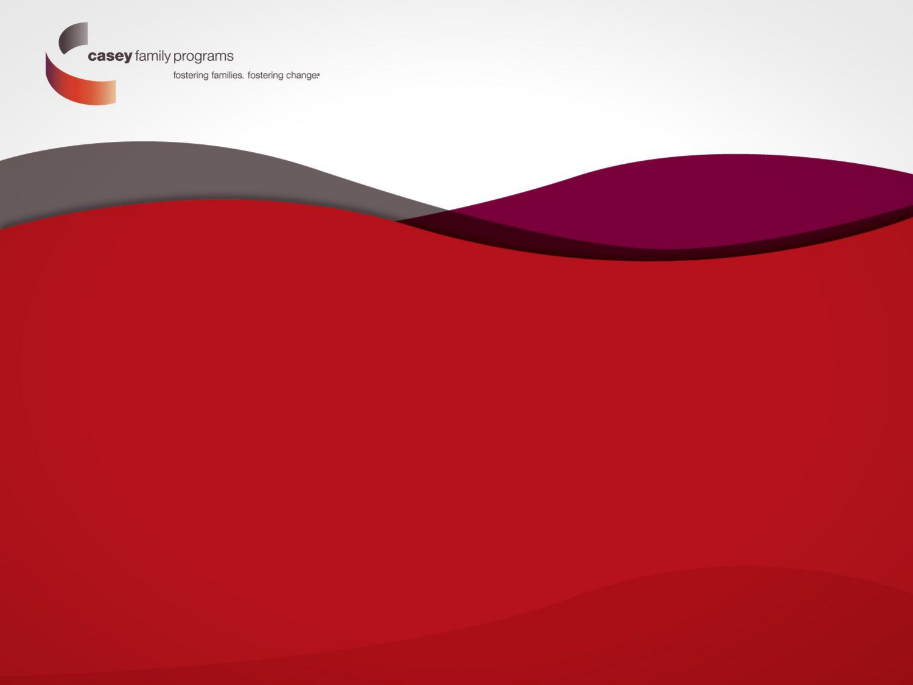casey family programs

fostering families. fostering change®